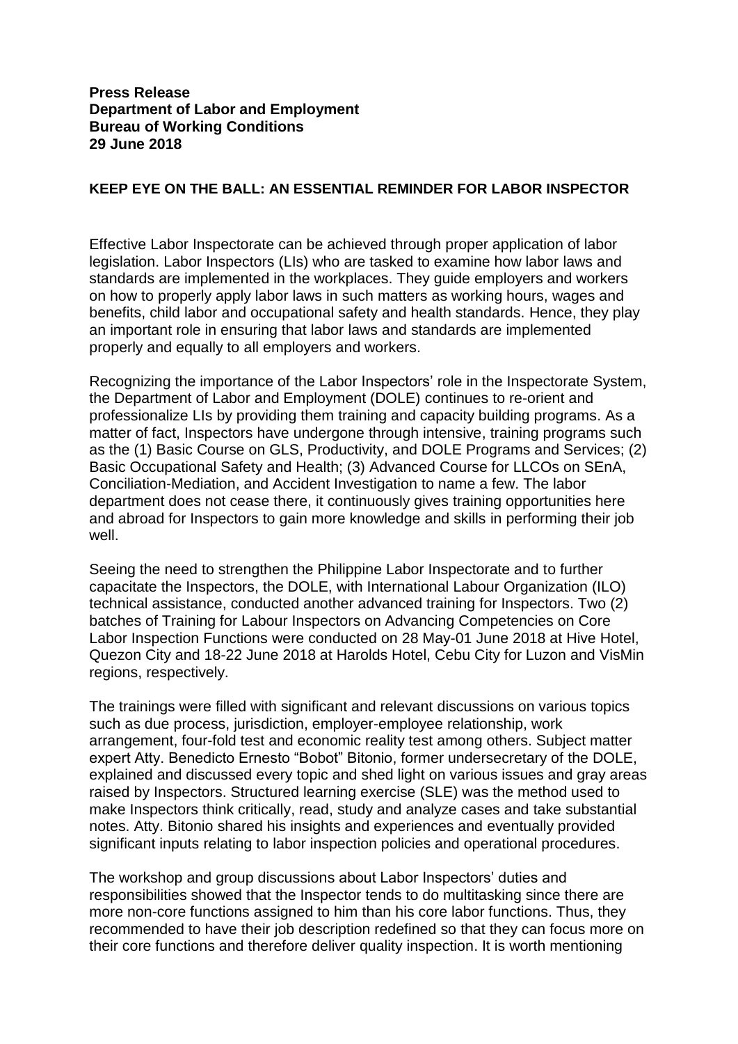**Press Release**
**Department of Labor and Employment**
**Bureau of Working Conditions**
**29 June 2018**

**KEEP EYE ON THE BALL: AN ESSENTIAL REMINDER FOR LABOR INSPECTOR**

Effective Labor Inspectorate can be achieved through proper application of labor legislation. Labor Inspectors (LIs) who are tasked to examine how labor laws and standards are implemented in the workplaces. They guide employers and workers on how to properly apply labor laws in such matters as working hours, wages and benefits, child labor and occupational safety and health standards. Hence, they play an important role in ensuring that labor laws and standards are implemented properly and equally to all employers and workers.

Recognizing the importance of the Labor Inspectors' role in the Inspectorate System, the Department of Labor and Employment (DOLE) continues to re-orient and professionalize LIs by providing them training and capacity building programs. As a matter of fact, Inspectors have undergone through intensive, training programs such as the (1) Basic Course on GLS, Productivity, and DOLE Programs and Services; (2) Basic Occupational Safety and Health; (3) Advanced Course for LLCOs on SEnA, Conciliation-Mediation, and Accident Investigation to name a few. The labor department does not cease there, it continuously gives training opportunities here and abroad for Inspectors to gain more knowledge and skills in performing their job well.

Seeing the need to strengthen the Philippine Labor Inspectorate and to further capacitate the Inspectors, the DOLE, with International Labour Organization (ILO) technical assistance, conducted another advanced training for Inspectors. Two (2) batches of Training for Labour Inspectors on Advancing Competencies on Core Labor Inspection Functions were conducted on 28 May-01 June 2018 at Hive Hotel, Quezon City and 18-22 June 2018 at Harolds Hotel, Cebu City for Luzon and VisMin regions, respectively.

The trainings were filled with significant and relevant discussions on various topics such as due process, jurisdiction, employer-employee relationship, work arrangement, four-fold test and economic reality test among others. Subject matter expert Atty. Benedicto Ernesto "Bobot" Bitonio, former undersecretary of the DOLE, explained and discussed every topic and shed light on various issues and gray areas raised by Inspectors. Structured learning exercise (SLE) was the method used to make Inspectors think critically, read, study and analyze cases and take substantial notes. Atty. Bitonio shared his insights and experiences and eventually provided significant inputs relating to labor inspection policies and operational procedures.

The workshop and group discussions about Labor Inspectors' duties and responsibilities showed that the Inspector tends to do multitasking since there are more non-core functions assigned to him than his core labor functions. Thus, they recommended to have their job description redefined so that they can focus more on their core functions and therefore deliver quality inspection. It is worth mentioning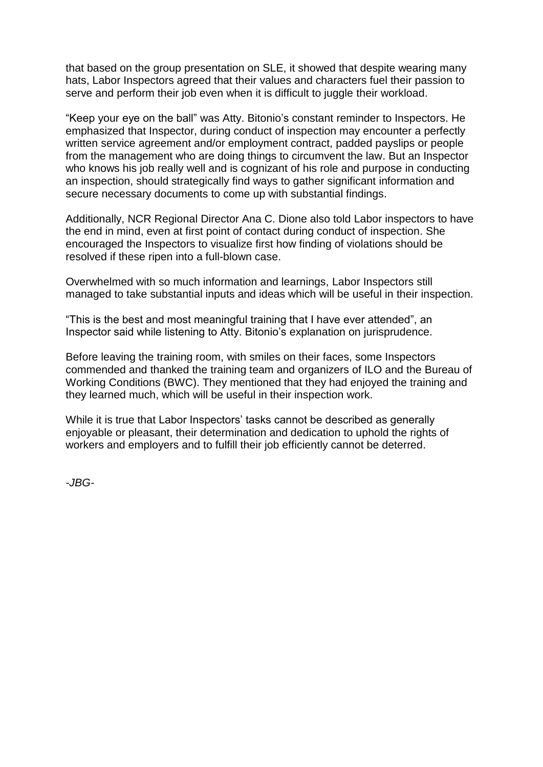that based on the group presentation on SLE, it showed that despite wearing many hats, Labor Inspectors agreed that their values and characters fuel their passion to serve and perform their job even when it is difficult to juggle their workload.

“Keep your eye on the ball” was Atty. Bitonio’s constant reminder to Inspectors. He emphasized that Inspector, during conduct of inspection may encounter a perfectly written service agreement and/or employment contract, padded payslips or people from the management who are doing things to circumvent the law. But an Inspector who knows his job really well and is cognizant of his role and purpose in conducting an inspection, should strategically find ways to gather significant information and secure necessary documents to come up with substantial findings.

Additionally, NCR Regional Director Ana C. Dione also told Labor inspectors to have the end in mind, even at first point of contact during conduct of inspection. She encouraged the Inspectors to visualize first how finding of violations should be resolved if these ripen into a full-blown case.

Overwhelmed with so much information and learnings, Labor Inspectors still managed to take substantial inputs and ideas which will be useful in their inspection.

“This is the best and most meaningful training that I have ever attended”, an Inspector said while listening to Atty. Bitonio’s explanation on jurisprudence.

Before leaving the training room, with smiles on their faces, some Inspectors commended and thanked the training team and organizers of ILO and the Bureau of Working Conditions (BWC). They mentioned that they had enjoyed the training and they learned much, which will be useful in their inspection work.

While it is true that Labor Inspectors’ tasks cannot be described as generally enjoyable or pleasant, their determination and dedication to uphold the rights of workers and employers and to fulfill their job efficiently cannot be deterred.

*-JBG-*